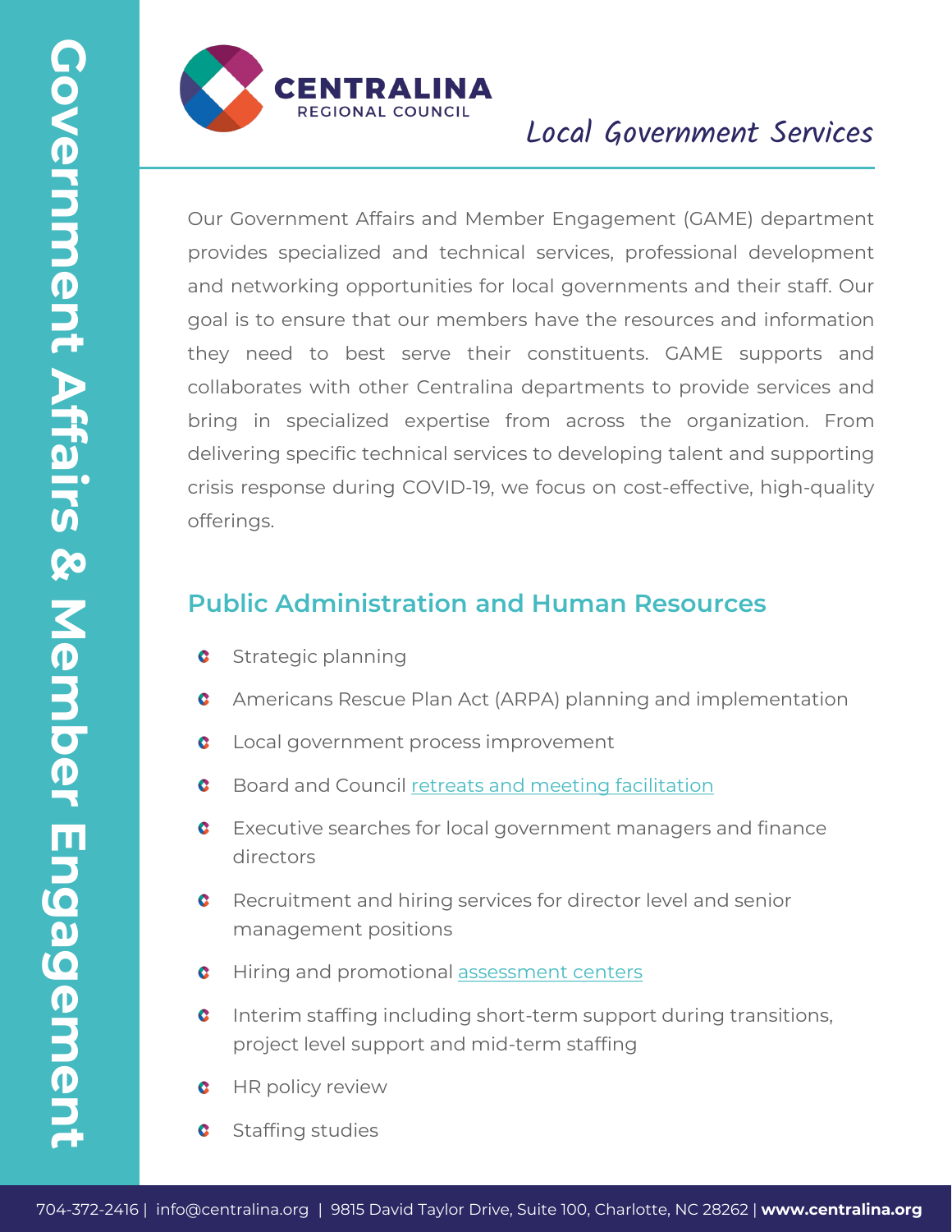# Government Affairs & Member Engagement

**CENTRALINA** REGIONAL COUNCIL

*Local Government Services*

Our Government Affairs and Member Engagement (GAME) department provides specialized and technical services, professional development and networking opportunities for local governments and their staff. Our goal is to ensure that our members have the resources and information they need to best serve their constituents. GAME supports and collaborates with other Centralina departments to provide services and bring in specialized expertise from across the organization. From delivering specific technical services to developing talent and supporting crisis response during COVID-19, we focus on cost-effective, high-quality offerings.

## Public Administration and Human Resources

- Strategic planning
- Americans Rescue Plan Act (ARPA) planning and implementation
- Local government process improvement
- Board and Council retreats and meeting facilitation
- Executive searches for local government managers and finance directors
- Recruitment and hiring services for director level and senior management positions
- Hiring and promotional assessment centers
- Interim staffing including short-term support during transitions, project level support and mid-term staffing
- HR policy review
- Staffing studies

704-372-2416 | info@centralina.org | 9815 David Taylor Drive, Suite 100, Charlotte, NC 28262 | **www.centralina.org**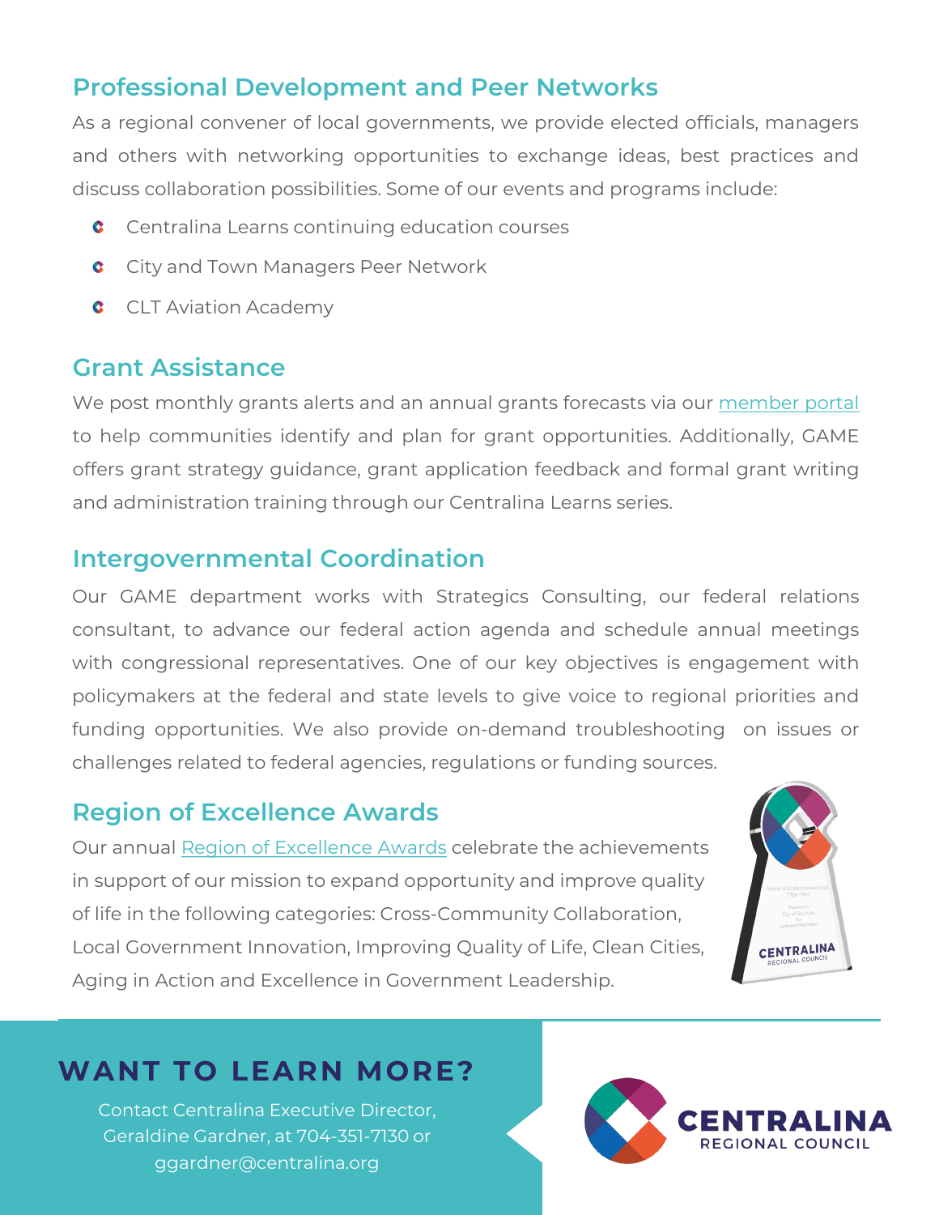## Professional Development and Peer Networks

As a regional convener of local governments, we provide elected officials, managers and others with networking opportunities to exchange ideas, best practices and discuss collaboration possibilities. Some of our events and programs include:

- Centralina Learns continuing education courses
- City and Town Managers Peer Network
- CLT Aviation Academy

## Grant Assistance

We post monthly grants alerts and an annual grants forecasts via our member portal to help communities identify and plan for grant opportunities. Additionally, GAME offers grant strategy guidance, grant application feedback and formal grant writing and administration training through our Centralina Learns series.

## Intergovernmental Coordination

Our GAME department works with Strategics Consulting, our federal relations consultant, to advance our federal action agenda and schedule annual meetings with congressional representatives. One of our key objectives is engagement with policymakers at the federal and state levels to give voice to regional priorities and funding opportunities. We also provide on-demand troubleshooting on issues or challenges related to federal agencies, regulations or funding sources.

## Region of Excellence Awards

Our annual Region of Excellence Awards celebrate the achievements in support of our mission to expand opportunity and improve quality of life in the following categories: Cross-Community Collaboration, Local Government Innovation, Improving Quality of Life, Clean Cities, Aging in Action and Excellence in Government Leadership.

## WANT TO LEARN MORE?

Contact Centralina Executive Director, Geraldine Gardner, at 704-351-7130 or ggardner@centralina.org

CENTRALINA REGIONAL COUNCIL